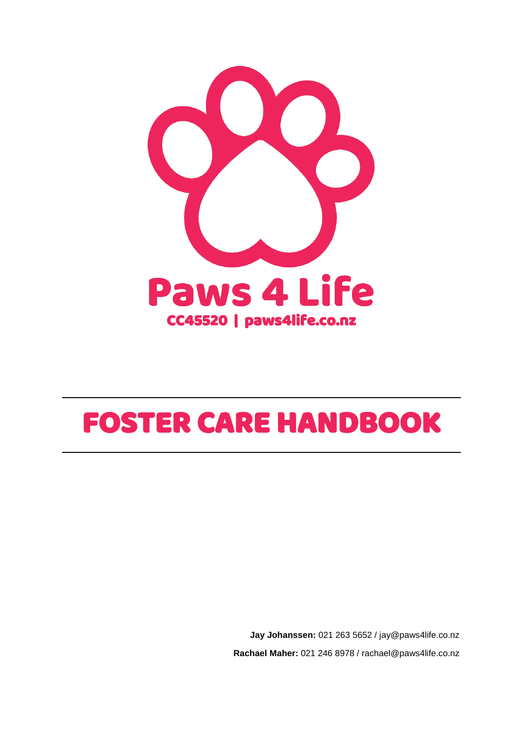# Paws 4 Life

**CC45520 | paws4life.co.nz**

# FOSTER CARE HANDBOOK

**Jay Johanssen:** 021 263 5652 / jay@paws4life.co.nz

**Rachael Maher:** 021 246 8978 / rachael@paws4life.co.nz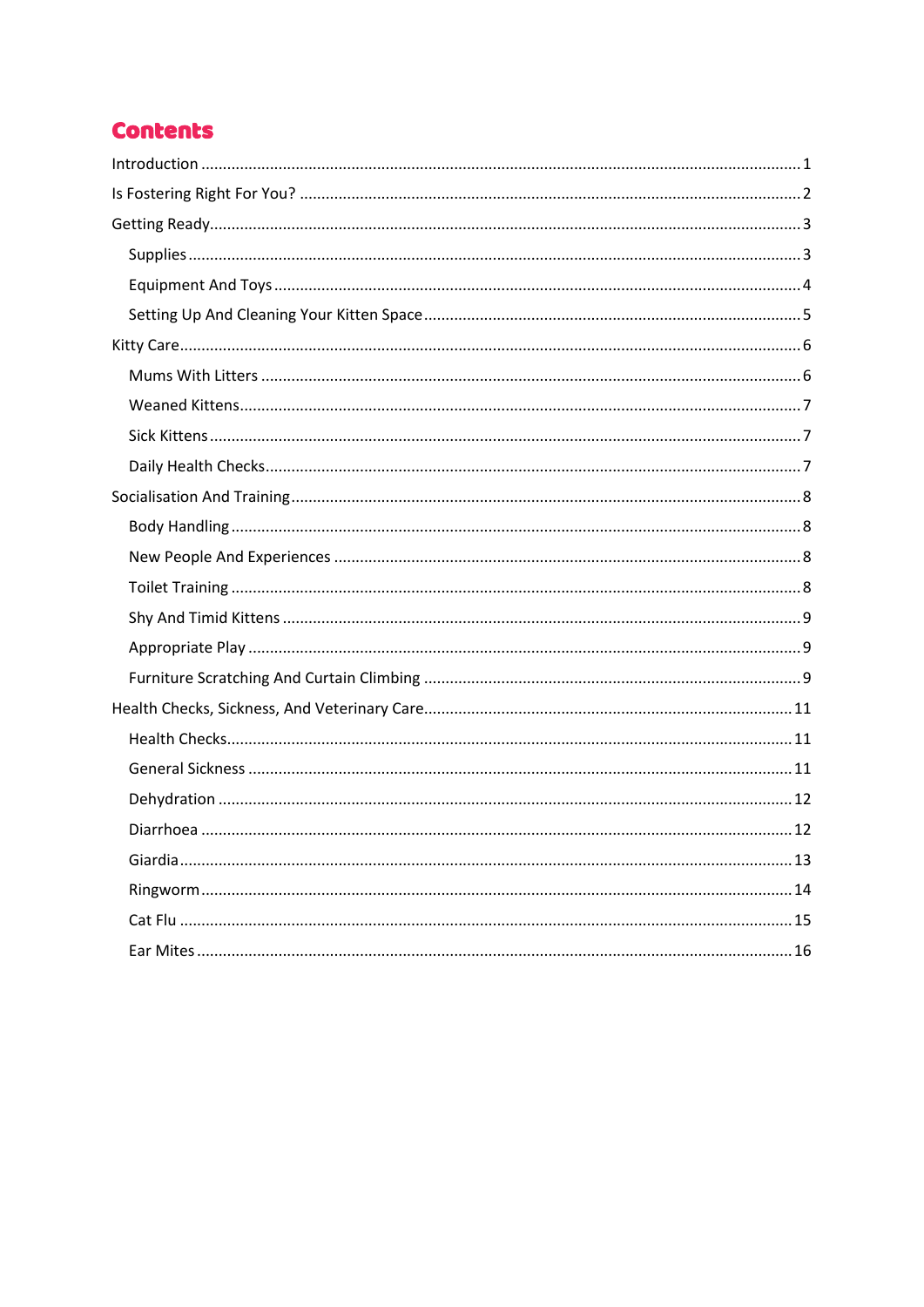# Contents

- Introduction ........ 1
- Is Fostering Right For You? ........ 2
- Getting Ready ........ 3
  - Supplies ........ 3
  - Equipment And Toys ........ 4
  - Setting Up And Cleaning Your Kitten Space ........ 5
- Kitty Care ........ 6
  - Mums With Litters ........ 6
  - Weaned Kittens ........ 7
  - Sick Kittens ........ 7
  - Daily Health Checks ........ 7
- Socialisation And Training ........ 8
  - Body Handling ........ 8
  - New People And Experiences ........ 8
  - Toilet Training ........ 8
  - Shy And Timid Kittens ........ 9
  - Appropriate Play ........ 9
  - Furniture Scratching And Curtain Climbing ........ 9
- Health Checks, Sickness, And Veterinary Care ........ 11
  - Health Checks ........ 11
  - General Sickness ........ 11
  - Dehydration ........ 12
  - Diarrhoea ........ 12
  - Giardia ........ 13
  - Ringworm ........ 14
  - Cat Flu ........ 15
  - Ear Mites ........ 16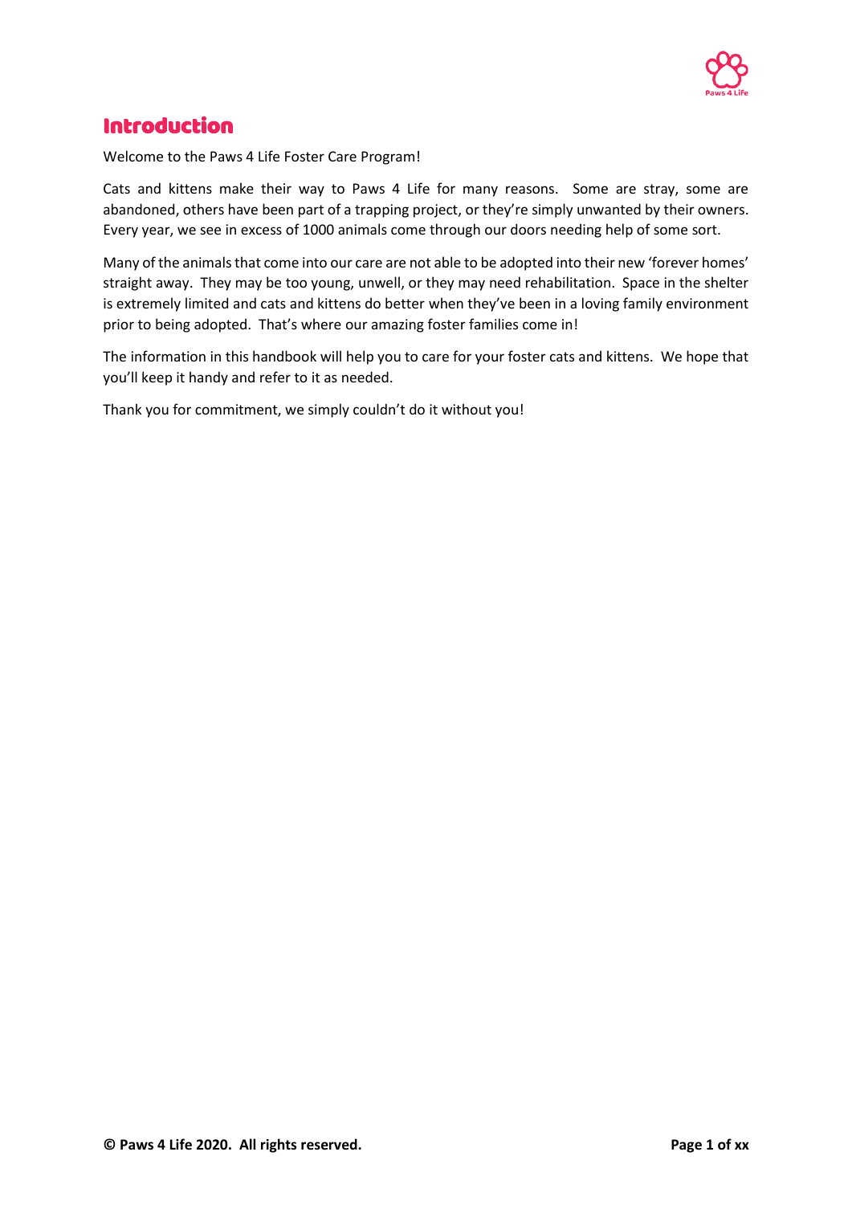# Introduction

Welcome to the Paws 4 Life Foster Care Program!

Cats and kittens make their way to Paws 4 Life for many reasons. Some are stray, some are abandoned, others have been part of a trapping project, or they're simply unwanted by their owners. Every year, we see in excess of 1000 animals come through our doors needing help of some sort.

Many of the animals that come into our care are not able to be adopted into their new 'forever homes' straight away. They may be too young, unwell, or they may need rehabilitation. Space in the shelter is extremely limited and cats and kittens do better when they've been in a loving family environment prior to being adopted. That's where our amazing foster families come in!

The information in this handbook will help you to care for your foster cats and kittens. We hope that you'll keep it handy and refer to it as needed.

Thank you for commitment, we simply couldn't do it without you!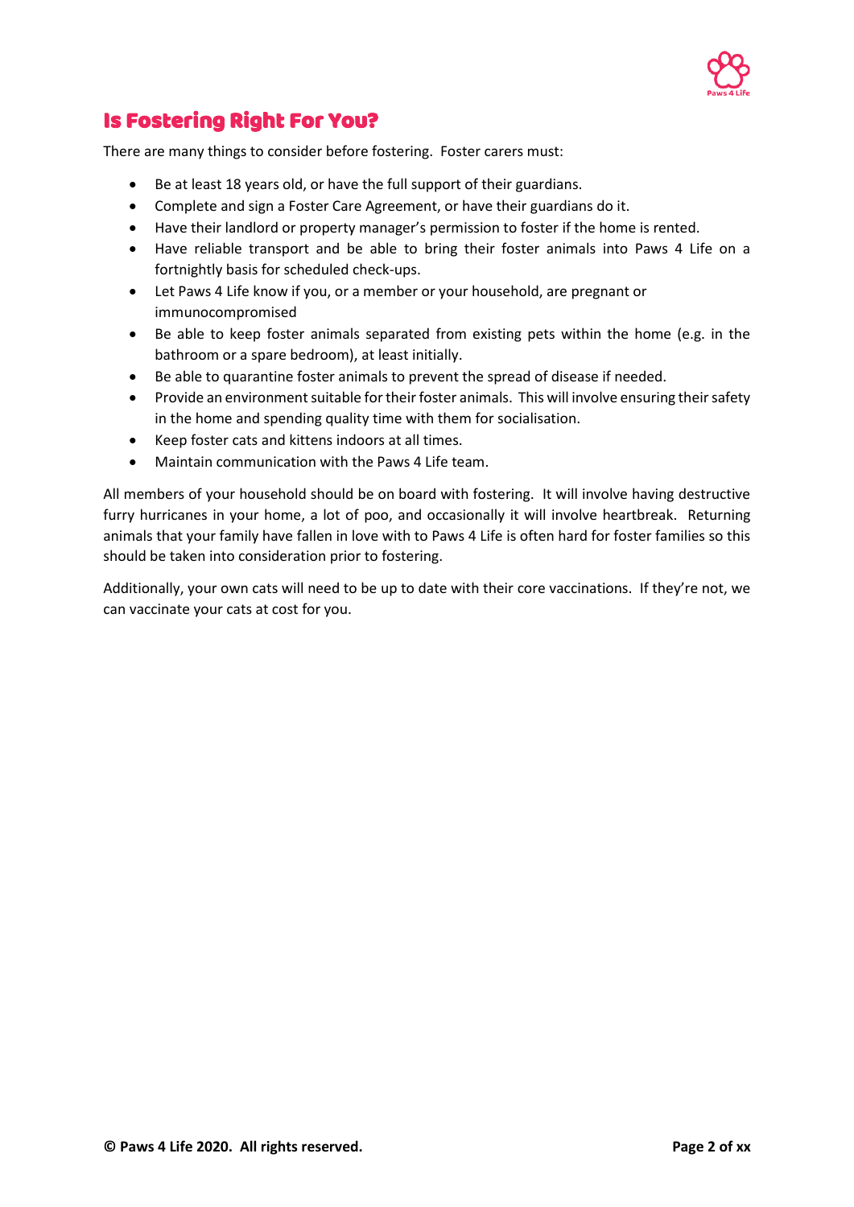## Is Fostering Right For You?

There are many things to consider before fostering. Foster carers must:

- Be at least 18 years old, or have the full support of their guardians.
- Complete and sign a Foster Care Agreement, or have their guardians do it.
- Have their landlord or property manager's permission to foster if the home is rented.
- Have reliable transport and be able to bring their foster animals into Paws 4 Life on a fortnightly basis for scheduled check-ups.
- Let Paws 4 Life know if you, or a member or your household, are pregnant or immunocompromised
- Be able to keep foster animals separated from existing pets within the home (e.g. in the bathroom or a spare bedroom), at least initially.
- Be able to quarantine foster animals to prevent the spread of disease if needed.
- Provide an environment suitable for their foster animals. This will involve ensuring their safety in the home and spending quality time with them for socialisation.
- Keep foster cats and kittens indoors at all times.
- Maintain communication with the Paws 4 Life team.

All members of your household should be on board with fostering. It will involve having destructive furry hurricanes in your home, a lot of poo, and occasionally it will involve heartbreak. Returning animals that your family have fallen in love with to Paws 4 Life is often hard for foster families so this should be taken into consideration prior to fostering.

Additionally, your own cats will need to be up to date with their core vaccinations. If they're not, we can vaccinate your cats at cost for you.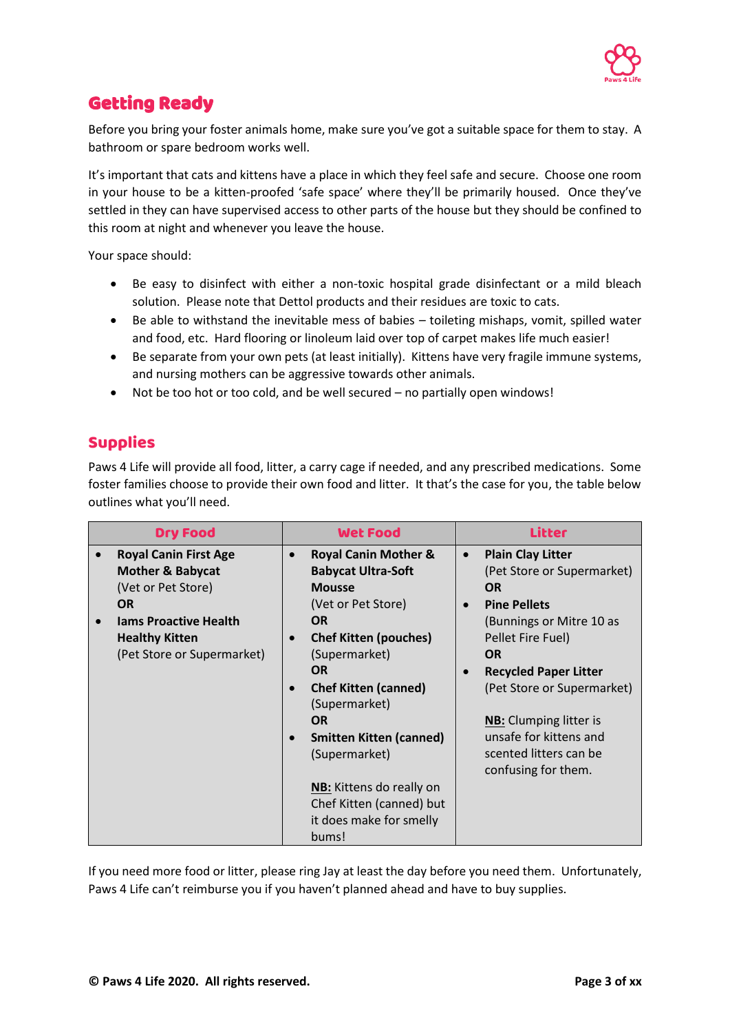## Getting Ready

Before you bring your foster animals home, make sure you've got a suitable space for them to stay. A bathroom or spare bedroom works well.

It's important that cats and kittens have a place in which they feel safe and secure. Choose one room in your house to be a kitten-proofed 'safe space' where they'll be primarily housed. Once they've settled in they can have supervised access to other parts of the house but they should be confined to this room at night and whenever you leave the house.

Your space should:

- Be easy to disinfect with either a non-toxic hospital grade disinfectant or a mild bleach solution. Please note that Dettol products and their residues are toxic to cats.
- Be able to withstand the inevitable mess of babies – toileting mishaps, vomit, spilled water and food, etc. Hard flooring or linoleum laid over top of carpet makes life much easier!
- Be separate from your own pets (at least initially). Kittens have very fragile immune systems, and nursing mothers can be aggressive towards other animals.
- Not be too hot or too cold, and be well secured – no partially open windows!

## Supplies

Paws 4 Life will provide all food, litter, a carry cage if needed, and any prescribed medications. Some foster families choose to provide their own food and litter. It that's the case for you, the table below outlines what you'll need.

| Dry Food | Wet Food | Litter |
|---|---|---|
| • **Royal Canin First Age Mother & Babycat** (Vet or Pet Store) **OR** <br> • **Iams Proactive Health Healthy Kitten** (Pet Store or Supermarket) | • **Royal Canin Mother & Babycat Ultra-Soft Mousse** (Vet or Pet Store) **OR** <br> • **Chef Kitten (pouches)** (Supermarket) **OR** <br> • **Chef Kitten (canned)** (Supermarket) **OR** <br> • **Smitten Kitten (canned)** (Supermarket) <br><br> **NB:** Kittens do really on Chef Kitten (canned) but it does make for smelly bums! | • **Plain Clay Litter** (Pet Store or Supermarket) **OR** <br> • **Pine Pellets** (Bunnings or Mitre 10 as Pellet Fire Fuel) **OR** <br> • **Recycled Paper Litter** (Pet Store or Supermarket) <br><br> **NB:** Clumping litter is unsafe for kittens and scented litters can be confusing for them. |

If you need more food or litter, please ring Jay at least the day before you need them. Unfortunately, Paws 4 Life can't reimburse you if you haven't planned ahead and have to buy supplies.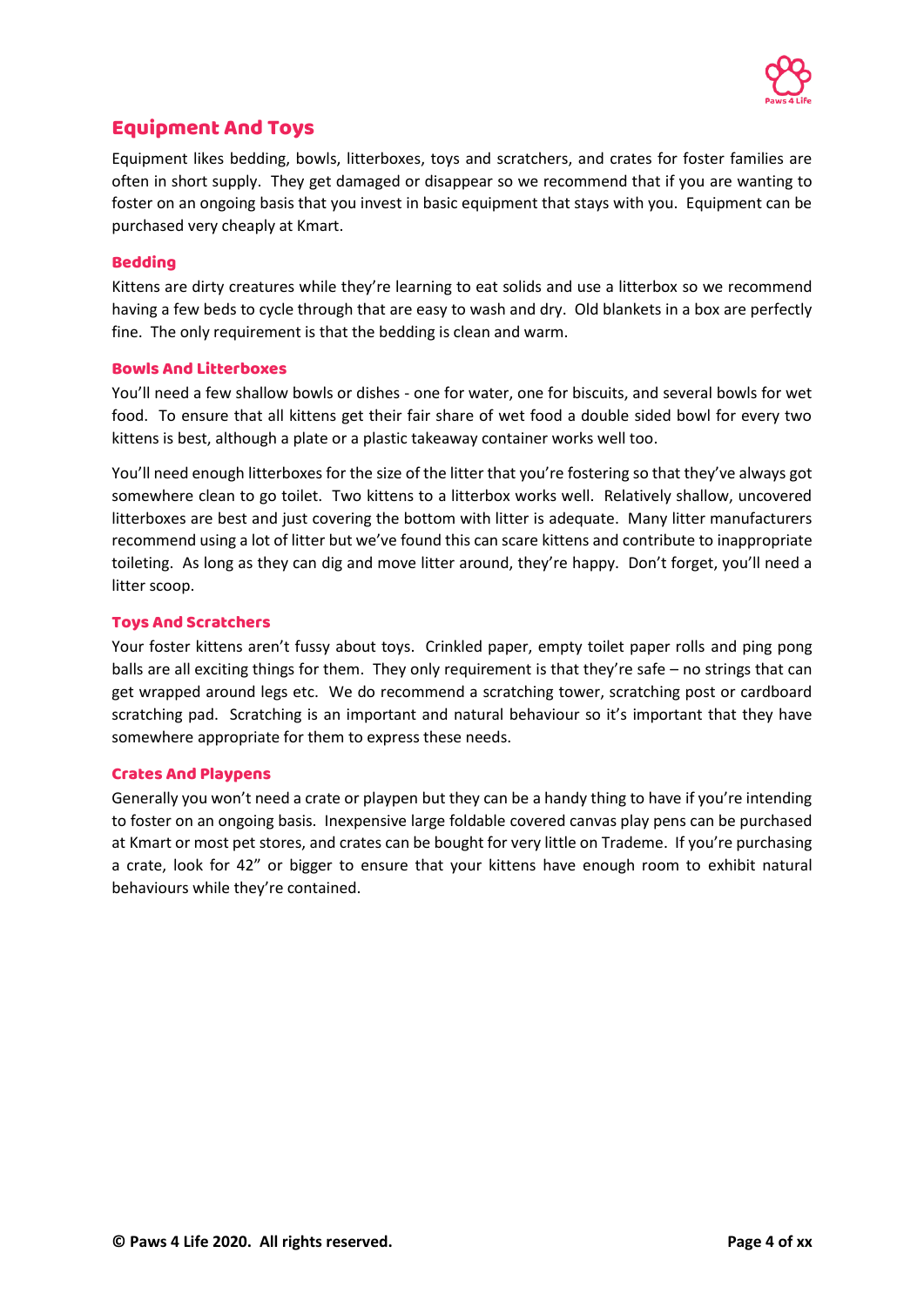## Equipment And Toys

Equipment likes bedding, bowls, litterboxes, toys and scratchers, and crates for foster families are often in short supply. They get damaged or disappear so we recommend that if you are wanting to foster on an ongoing basis that you invest in basic equipment that stays with you. Equipment can be purchased very cheaply at Kmart.

### Bedding

Kittens are dirty creatures while they're learning to eat solids and use a litterbox so we recommend having a few beds to cycle through that are easy to wash and dry. Old blankets in a box are perfectly fine. The only requirement is that the bedding is clean and warm.

### Bowls And Litterboxes

You'll need a few shallow bowls or dishes - one for water, one for biscuits, and several bowls for wet food. To ensure that all kittens get their fair share of wet food a double sided bowl for every two kittens is best, although a plate or a plastic takeaway container works well too.

You'll need enough litterboxes for the size of the litter that you're fostering so that they've always got somewhere clean to go toilet. Two kittens to a litterbox works well. Relatively shallow, uncovered litterboxes are best and just covering the bottom with litter is adequate. Many litter manufacturers recommend using a lot of litter but we've found this can scare kittens and contribute to inappropriate toileting. As long as they can dig and move litter around, they're happy. Don't forget, you'll need a litter scoop.

### Toys And Scratchers

Your foster kittens aren't fussy about toys. Crinkled paper, empty toilet paper rolls and ping pong balls are all exciting things for them. They only requirement is that they're safe – no strings that can get wrapped around legs etc. We do recommend a scratching tower, scratching post or cardboard scratching pad. Scratching is an important and natural behaviour so it's important that they have somewhere appropriate for them to express these needs.

### Crates And Playpens

Generally you won't need a crate or playpen but they can be a handy thing to have if you're intending to foster on an ongoing basis. Inexpensive large foldable covered canvas play pens can be purchased at Kmart or most pet stores, and crates can be bought for very little on Trademe. If you're purchasing a crate, look for 42" or bigger to ensure that your kittens have enough room to exhibit natural behaviours while they're contained.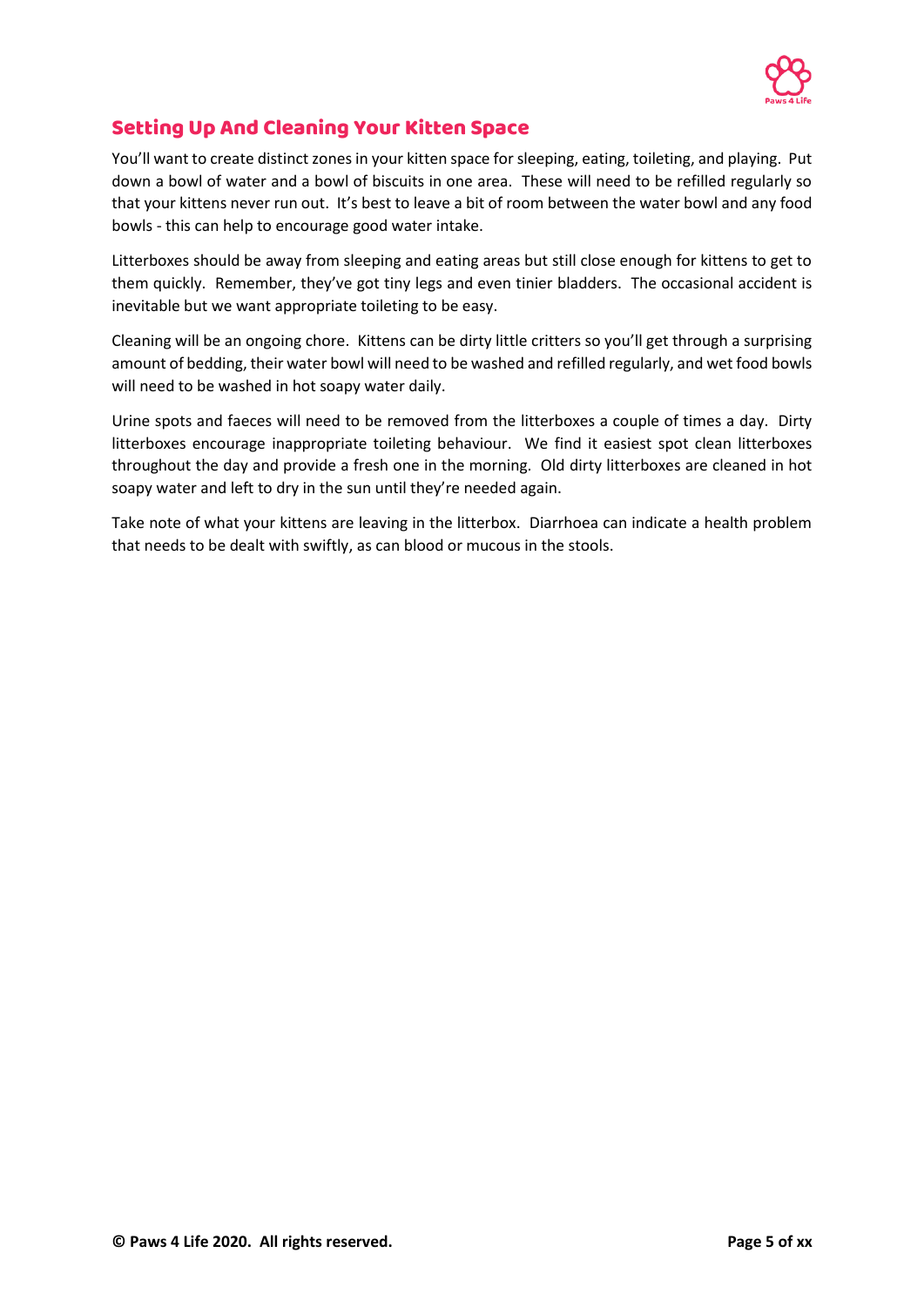## Setting Up And Cleaning Your Kitten Space

You'll want to create distinct zones in your kitten space for sleeping, eating, toileting, and playing. Put down a bowl of water and a bowl of biscuits in one area. These will need to be refilled regularly so that your kittens never run out. It's best to leave a bit of room between the water bowl and any food bowls - this can help to encourage good water intake.

Litterboxes should be away from sleeping and eating areas but still close enough for kittens to get to them quickly. Remember, they've got tiny legs and even tinier bladders. The occasional accident is inevitable but we want appropriate toileting to be easy.

Cleaning will be an ongoing chore. Kittens can be dirty little critters so you'll get through a surprising amount of bedding, their water bowl will need to be washed and refilled regularly, and wet food bowls will need to be washed in hot soapy water daily.

Urine spots and faeces will need to be removed from the litterboxes a couple of times a day. Dirty litterboxes encourage inappropriate toileting behaviour. We find it easiest spot clean litterboxes throughout the day and provide a fresh one in the morning. Old dirty litterboxes are cleaned in hot soapy water and left to dry in the sun until they're needed again.

Take note of what your kittens are leaving in the litterbox. Diarrhoea can indicate a health problem that needs to be dealt with swiftly, as can blood or mucous in the stools.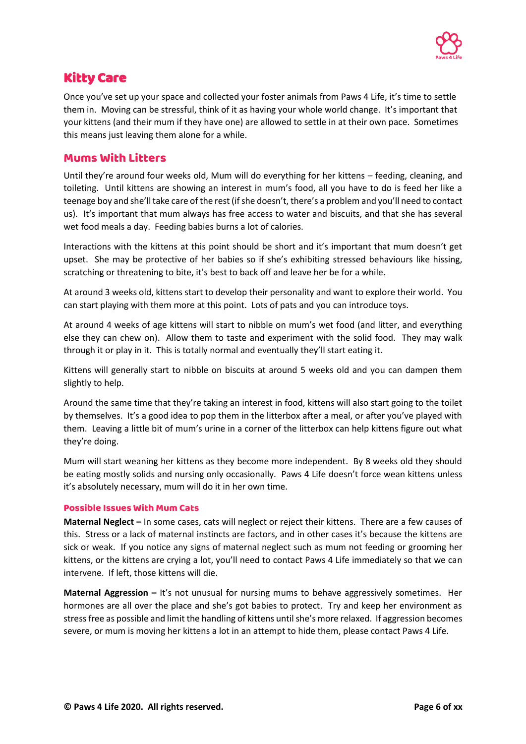## Kitty Care

Once you've set up your space and collected your foster animals from Paws 4 Life, it's time to settle them in. Moving can be stressful, think of it as having your whole world change. It's important that your kittens (and their mum if they have one) are allowed to settle in at their own pace. Sometimes this means just leaving them alone for a while.

### Mums With Litters

Until they're around four weeks old, Mum will do everything for her kittens – feeding, cleaning, and toileting. Until kittens are showing an interest in mum's food, all you have to do is feed her like a teenage boy and she'll take care of the rest (if she doesn't, there's a problem and you'll need to contact us). It's important that mum always has free access to water and biscuits, and that she has several wet food meals a day. Feeding babies burns a lot of calories.

Interactions with the kittens at this point should be short and it's important that mum doesn't get upset. She may be protective of her babies so if she's exhibiting stressed behaviours like hissing, scratching or threatening to bite, it's best to back off and leave her be for a while.

At around 3 weeks old, kittens start to develop their personality and want to explore their world. You can start playing with them more at this point. Lots of pats and you can introduce toys.

At around 4 weeks of age kittens will start to nibble on mum's wet food (and litter, and everything else they can chew on). Allow them to taste and experiment with the solid food. They may walk through it or play in it. This is totally normal and eventually they'll start eating it.

Kittens will generally start to nibble on biscuits at around 5 weeks old and you can dampen them slightly to help.

Around the same time that they're taking an interest in food, kittens will also start going to the toilet by themselves. It's a good idea to pop them in the litterbox after a meal, or after you've played with them. Leaving a little bit of mum's urine in a corner of the litterbox can help kittens figure out what they're doing.

Mum will start weaning her kittens as they become more independent. By 8 weeks old they should be eating mostly solids and nursing only occasionally. Paws 4 Life doesn't force wean kittens unless it's absolutely necessary, mum will do it in her own time.

#### Possible Issues With Mum Cats

**Maternal Neglect –** In some cases, cats will neglect or reject their kittens. There are a few causes of this. Stress or a lack of maternal instincts are factors, and in other cases it's because the kittens are sick or weak. If you notice any signs of maternal neglect such as mum not feeding or grooming her kittens, or the kittens are crying a lot, you'll need to contact Paws 4 Life immediately so that we can intervene. If left, those kittens will die.

**Maternal Aggression –** It's not unusual for nursing mums to behave aggressively sometimes. Her hormones are all over the place and she's got babies to protect. Try and keep her environment as stress free as possible and limit the handling of kittens until she's more relaxed. If aggression becomes severe, or mum is moving her kittens a lot in an attempt to hide them, please contact Paws 4 Life.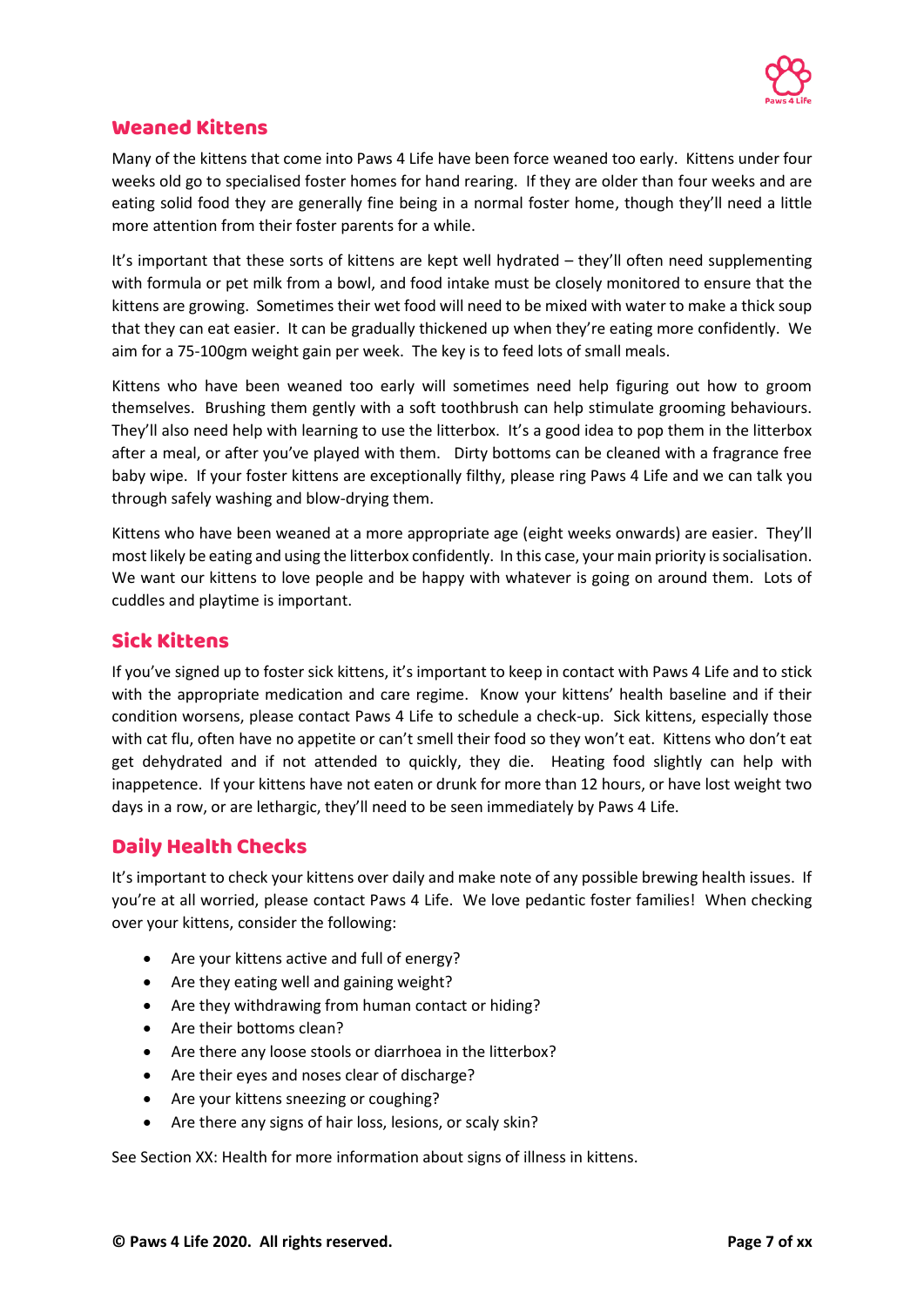## Weaned Kittens

Many of the kittens that come into Paws 4 Life have been force weaned too early. Kittens under four weeks old go to specialised foster homes for hand rearing. If they are older than four weeks and are eating solid food they are generally fine being in a normal foster home, though they'll need a little more attention from their foster parents for a while.

It's important that these sorts of kittens are kept well hydrated – they'll often need supplementing with formula or pet milk from a bowl, and food intake must be closely monitored to ensure that the kittens are growing. Sometimes their wet food will need to be mixed with water to make a thick soup that they can eat easier. It can be gradually thickened up when they're eating more confidently. We aim for a 75-100gm weight gain per week. The key is to feed lots of small meals.

Kittens who have been weaned too early will sometimes need help figuring out how to groom themselves. Brushing them gently with a soft toothbrush can help stimulate grooming behaviours. They'll also need help with learning to use the litterbox. It's a good idea to pop them in the litterbox after a meal, or after you've played with them. Dirty bottoms can be cleaned with a fragrance free baby wipe. If your foster kittens are exceptionally filthy, please ring Paws 4 Life and we can talk you through safely washing and blow-drying them.

Kittens who have been weaned at a more appropriate age (eight weeks onwards) are easier. They'll most likely be eating and using the litterbox confidently. In this case, your main priority is socialisation. We want our kittens to love people and be happy with whatever is going on around them. Lots of cuddles and playtime is important.

## Sick Kittens

If you've signed up to foster sick kittens, it's important to keep in contact with Paws 4 Life and to stick with the appropriate medication and care regime. Know your kittens' health baseline and if their condition worsens, please contact Paws 4 Life to schedule a check-up. Sick kittens, especially those with cat flu, often have no appetite or can't smell their food so they won't eat. Kittens who don't eat get dehydrated and if not attended to quickly, they die. Heating food slightly can help with inappetence. If your kittens have not eaten or drunk for more than 12 hours, or have lost weight two days in a row, or are lethargic, they'll need to be seen immediately by Paws 4 Life.

## Daily Health Checks

It's important to check your kittens over daily and make note of any possible brewing health issues. If you're at all worried, please contact Paws 4 Life. We love pedantic foster families! When checking over your kittens, consider the following:

- Are your kittens active and full of energy?
- Are they eating well and gaining weight?
- Are they withdrawing from human contact or hiding?
- Are their bottoms clean?
- Are there any loose stools or diarrhoea in the litterbox?
- Are their eyes and noses clear of discharge?
- Are your kittens sneezing or coughing?
- Are there any signs of hair loss, lesions, or scaly skin?

See Section XX: Health for more information about signs of illness in kittens.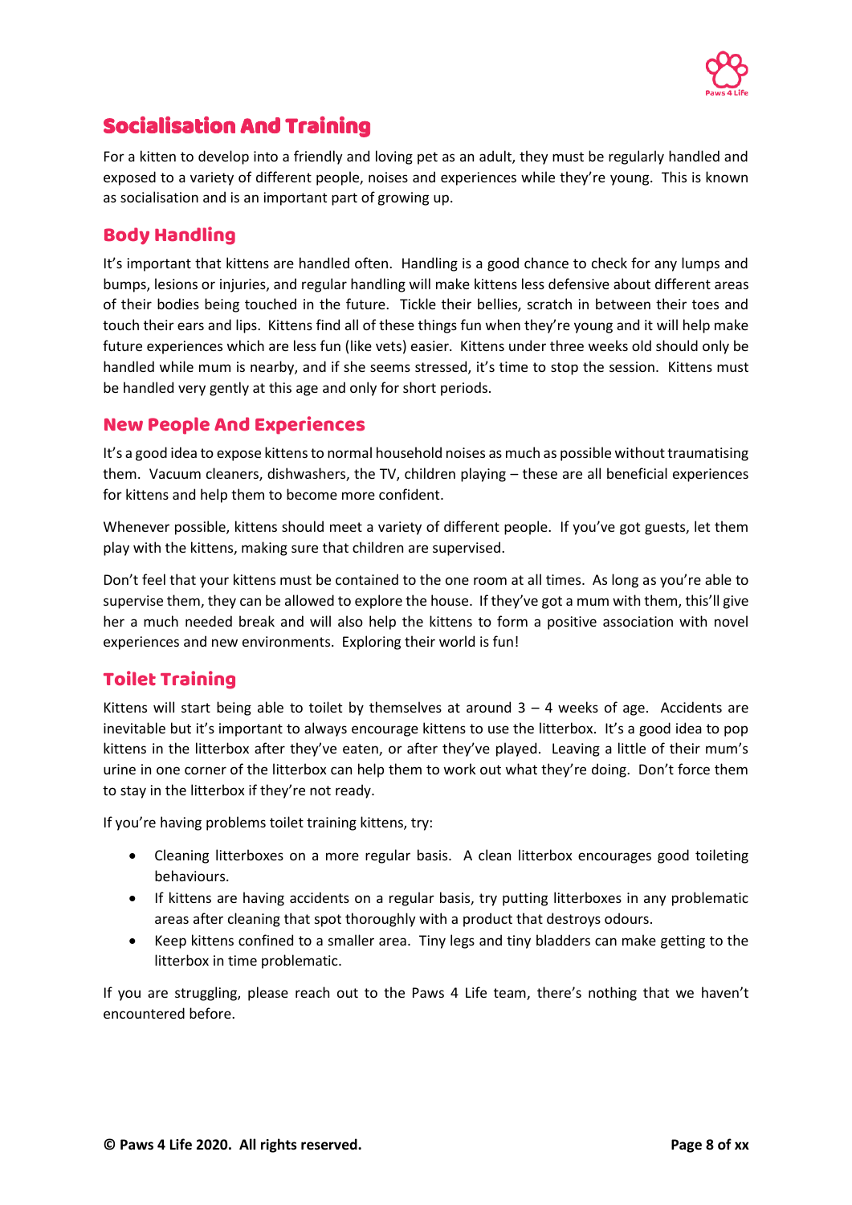## Socialisation And Training

For a kitten to develop into a friendly and loving pet as an adult, they must be regularly handled and exposed to a variety of different people, noises and experiences while they're young. This is known as socialisation and is an important part of growing up.

### Body Handling

It's important that kittens are handled often. Handling is a good chance to check for any lumps and bumps, lesions or injuries, and regular handling will make kittens less defensive about different areas of their bodies being touched in the future. Tickle their bellies, scratch in between their toes and touch their ears and lips. Kittens find all of these things fun when they're young and it will help make future experiences which are less fun (like vets) easier. Kittens under three weeks old should only be handled while mum is nearby, and if she seems stressed, it's time to stop the session. Kittens must be handled very gently at this age and only for short periods.

### New People And Experiences

It's a good idea to expose kittens to normal household noises as much as possible without traumatising them. Vacuum cleaners, dishwashers, the TV, children playing – these are all beneficial experiences for kittens and help them to become more confident.

Whenever possible, kittens should meet a variety of different people. If you've got guests, let them play with the kittens, making sure that children are supervised.

Don't feel that your kittens must be contained to the one room at all times. As long as you're able to supervise them, they can be allowed to explore the house. If they've got a mum with them, this'll give her a much needed break and will also help the kittens to form a positive association with novel experiences and new environments. Exploring their world is fun!

### Toilet Training

Kittens will start being able to toilet by themselves at around 3 – 4 weeks of age. Accidents are inevitable but it's important to always encourage kittens to use the litterbox. It's a good idea to pop kittens in the litterbox after they've eaten, or after they've played. Leaving a little of their mum's urine in one corner of the litterbox can help them to work out what they're doing. Don't force them to stay in the litterbox if they're not ready.

If you're having problems toilet training kittens, try:

- Cleaning litterboxes on a more regular basis. A clean litterbox encourages good toileting behaviours.
- If kittens are having accidents on a regular basis, try putting litterboxes in any problematic areas after cleaning that spot thoroughly with a product that destroys odours.
- Keep kittens confined to a smaller area. Tiny legs and tiny bladders can make getting to the litterbox in time problematic.

If you are struggling, please reach out to the Paws 4 Life team, there's nothing that we haven't encountered before.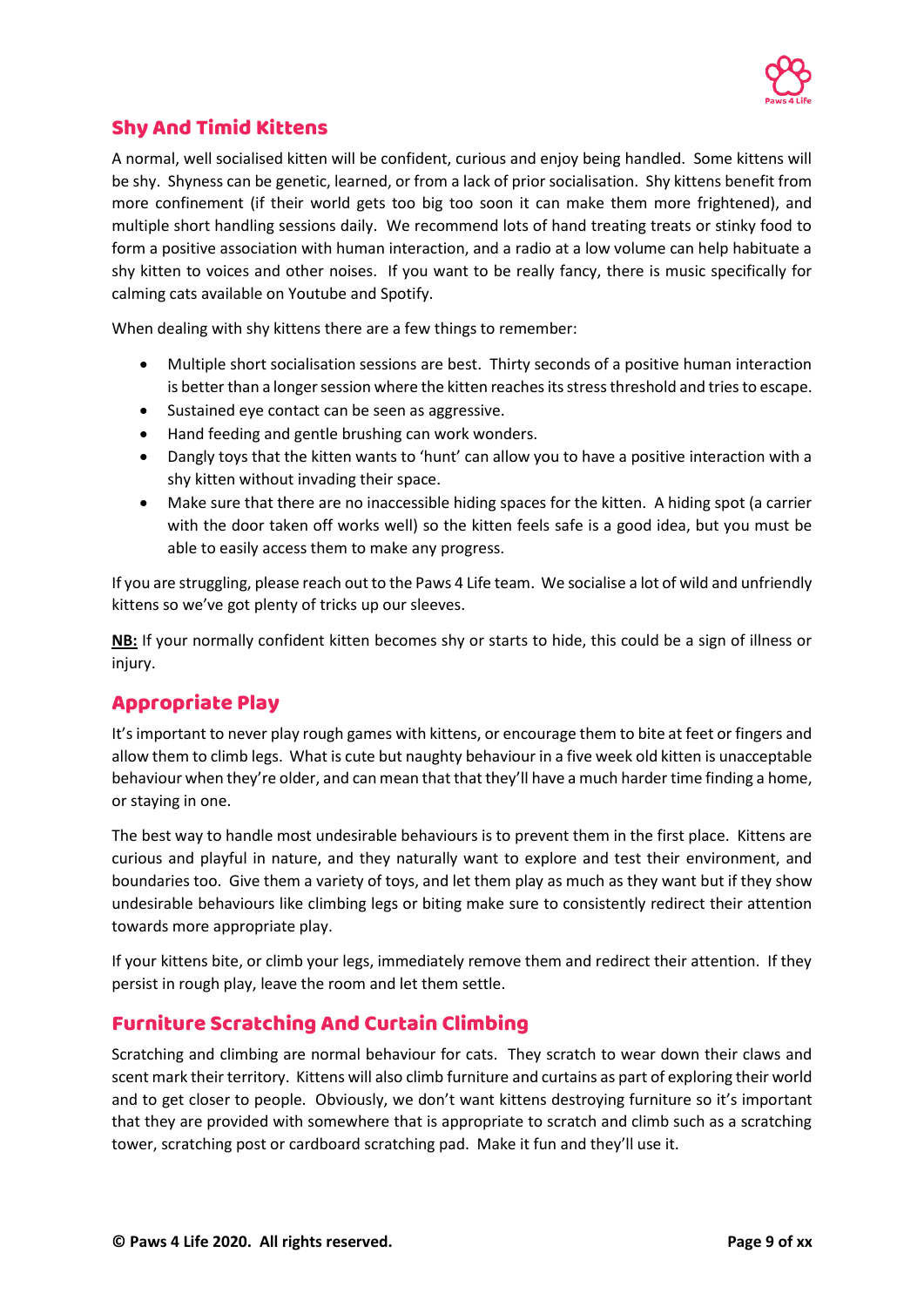## Shy And Timid Kittens

A normal, well socialised kitten will be confident, curious and enjoy being handled. Some kittens will be shy. Shyness can be genetic, learned, or from a lack of prior socialisation. Shy kittens benefit from more confinement (if their world gets too big too soon it can make them more frightened), and multiple short handling sessions daily. We recommend lots of hand treating treats or stinky food to form a positive association with human interaction, and a radio at a low volume can help habituate a shy kitten to voices and other noises. If you want to be really fancy, there is music specifically for calming cats available on Youtube and Spotify.

When dealing with shy kittens there are a few things to remember:

- Multiple short socialisation sessions are best. Thirty seconds of a positive human interaction is better than a longer session where the kitten reaches its stress threshold and tries to escape.
- Sustained eye contact can be seen as aggressive.
- Hand feeding and gentle brushing can work wonders.
- Dangly toys that the kitten wants to 'hunt' can allow you to have a positive interaction with a shy kitten without invading their space.
- Make sure that there are no inaccessible hiding spaces for the kitten. A hiding spot (a carrier with the door taken off works well) so the kitten feels safe is a good idea, but you must be able to easily access them to make any progress.

If you are struggling, please reach out to the Paws 4 Life team. We socialise a lot of wild and unfriendly kittens so we've got plenty of tricks up our sleeves.

**NB:** If your normally confident kitten becomes shy or starts to hide, this could be a sign of illness or injury.

## Appropriate Play

It's important to never play rough games with kittens, or encourage them to bite at feet or fingers and allow them to climb legs. What is cute but naughty behaviour in a five week old kitten is unacceptable behaviour when they're older, and can mean that that they'll have a much harder time finding a home, or staying in one.

The best way to handle most undesirable behaviours is to prevent them in the first place. Kittens are curious and playful in nature, and they naturally want to explore and test their environment, and boundaries too. Give them a variety of toys, and let them play as much as they want but if they show undesirable behaviours like climbing legs or biting make sure to consistently redirect their attention towards more appropriate play.

If your kittens bite, or climb your legs, immediately remove them and redirect their attention. If they persist in rough play, leave the room and let them settle.

## Furniture Scratching And Curtain Climbing

Scratching and climbing are normal behaviour for cats. They scratch to wear down their claws and scent mark their territory. Kittens will also climb furniture and curtains as part of exploring their world and to get closer to people. Obviously, we don't want kittens destroying furniture so it's important that they are provided with somewhere that is appropriate to scratch and climb such as a scratching tower, scratching post or cardboard scratching pad. Make it fun and they'll use it.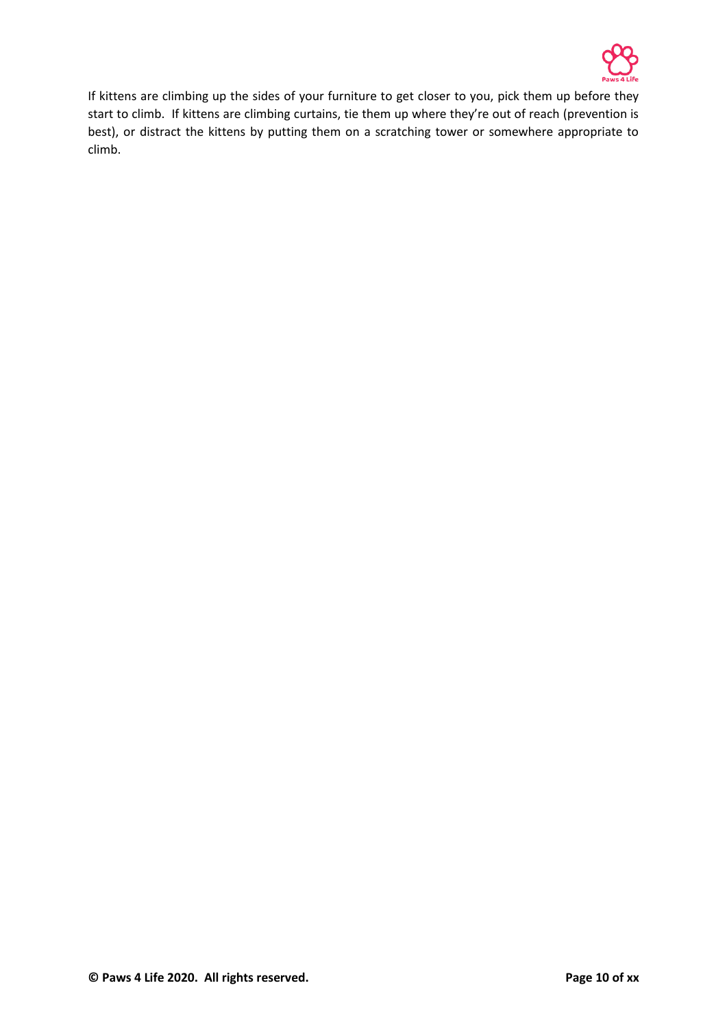If kittens are climbing up the sides of your furniture to get closer to you, pick them up before they start to climb. If kittens are climbing curtains, tie them up where they're out of reach (prevention is best), or distract the kittens by putting them on a scratching tower or somewhere appropriate to climb.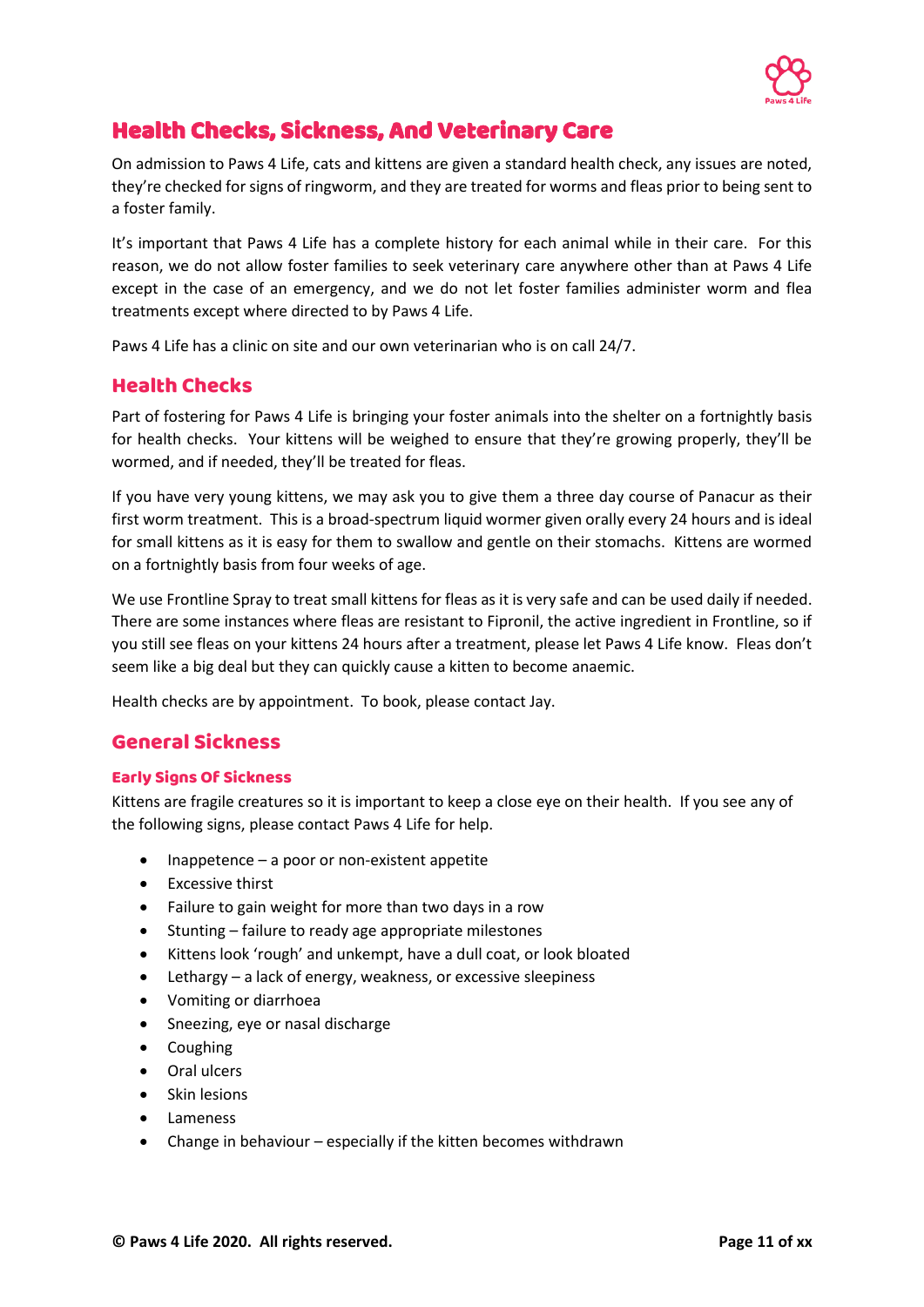# Health Checks, Sickness, And Veterinary Care

On admission to Paws 4 Life, cats and kittens are given a standard health check, any issues are noted, they're checked for signs of ringworm, and they are treated for worms and fleas prior to being sent to a foster family.

It's important that Paws 4 Life has a complete history for each animal while in their care. For this reason, we do not allow foster families to seek veterinary care anywhere other than at Paws 4 Life except in the case of an emergency, and we do not let foster families administer worm and flea treatments except where directed to by Paws 4 Life.

Paws 4 Life has a clinic on site and our own veterinarian who is on call 24/7.

## Health Checks

Part of fostering for Paws 4 Life is bringing your foster animals into the shelter on a fortnightly basis for health checks. Your kittens will be weighed to ensure that they're growing properly, they'll be wormed, and if needed, they'll be treated for fleas.

If you have very young kittens, we may ask you to give them a three day course of Panacur as their first worm treatment. This is a broad-spectrum liquid wormer given orally every 24 hours and is ideal for small kittens as it is easy for them to swallow and gentle on their stomachs. Kittens are wormed on a fortnightly basis from four weeks of age.

We use Frontline Spray to treat small kittens for fleas as it is very safe and can be used daily if needed. There are some instances where fleas are resistant to Fipronil, the active ingredient in Frontline, so if you still see fleas on your kittens 24 hours after a treatment, please let Paws 4 Life know. Fleas don't seem like a big deal but they can quickly cause a kitten to become anaemic.

Health checks are by appointment. To book, please contact Jay.

## General Sickness

### Early Signs Of Sickness

Kittens are fragile creatures so it is important to keep a close eye on their health. If you see any of the following signs, please contact Paws 4 Life for help.

- Inappetence – a poor or non-existent appetite
- Excessive thirst
- Failure to gain weight for more than two days in a row
- Stunting – failure to ready age appropriate milestones
- Kittens look 'rough' and unkempt, have a dull coat, or look bloated
- Lethargy – a lack of energy, weakness, or excessive sleepiness
- Vomiting or diarrhoea
- Sneezing, eye or nasal discharge
- Coughing
- Oral ulcers
- Skin lesions
- Lameness
- Change in behaviour – especially if the kitten becomes withdrawn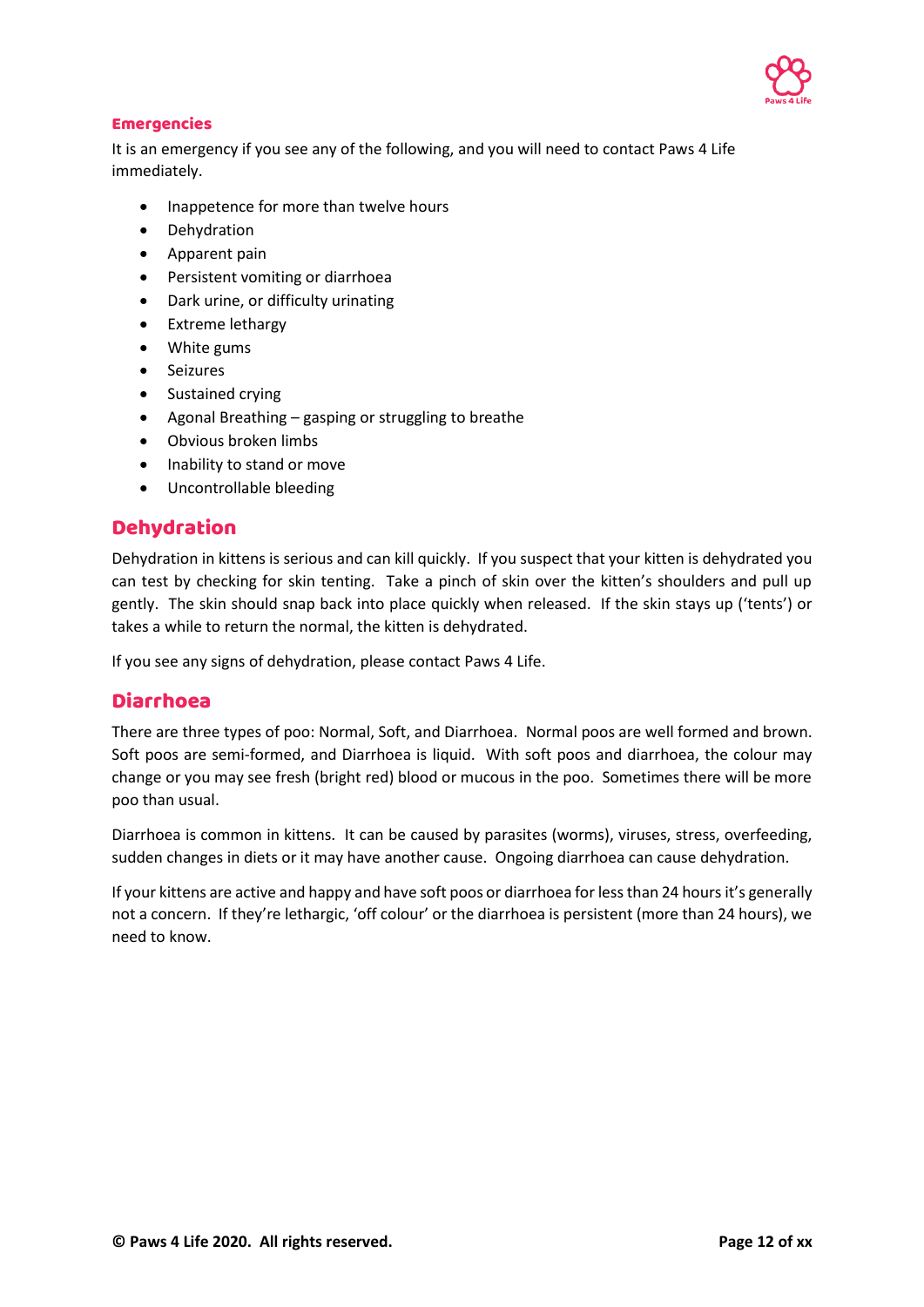### Emergencies

It is an emergency if you see any of the following, and you will need to contact Paws 4 Life immediately.

- Inappetence for more than twelve hours
- Dehydration
- Apparent pain
- Persistent vomiting or diarrhoea
- Dark urine, or difficulty urinating
- Extreme lethargy
- White gums
- Seizures
- Sustained crying
- Agonal Breathing – gasping or struggling to breathe
- Obvious broken limbs
- Inability to stand or move
- Uncontrollable bleeding

## Dehydration

Dehydration in kittens is serious and can kill quickly. If you suspect that your kitten is dehydrated you can test by checking for skin tenting. Take a pinch of skin over the kitten's shoulders and pull up gently. The skin should snap back into place quickly when released. If the skin stays up ('tents') or takes a while to return the normal, the kitten is dehydrated.

If you see any signs of dehydration, please contact Paws 4 Life.

## Diarrhoea

There are three types of poo: Normal, Soft, and Diarrhoea. Normal poos are well formed and brown. Soft poos are semi-formed, and Diarrhoea is liquid. With soft poos and diarrhoea, the colour may change or you may see fresh (bright red) blood or mucous in the poo. Sometimes there will be more poo than usual.

Diarrhoea is common in kittens. It can be caused by parasites (worms), viruses, stress, overfeeding, sudden changes in diets or it may have another cause. Ongoing diarrhoea can cause dehydration.

If your kittens are active and happy and have soft poos or diarrhoea for less than 24 hours it's generally not a concern. If they're lethargic, 'off colour' or the diarrhoea is persistent (more than 24 hours), we need to know.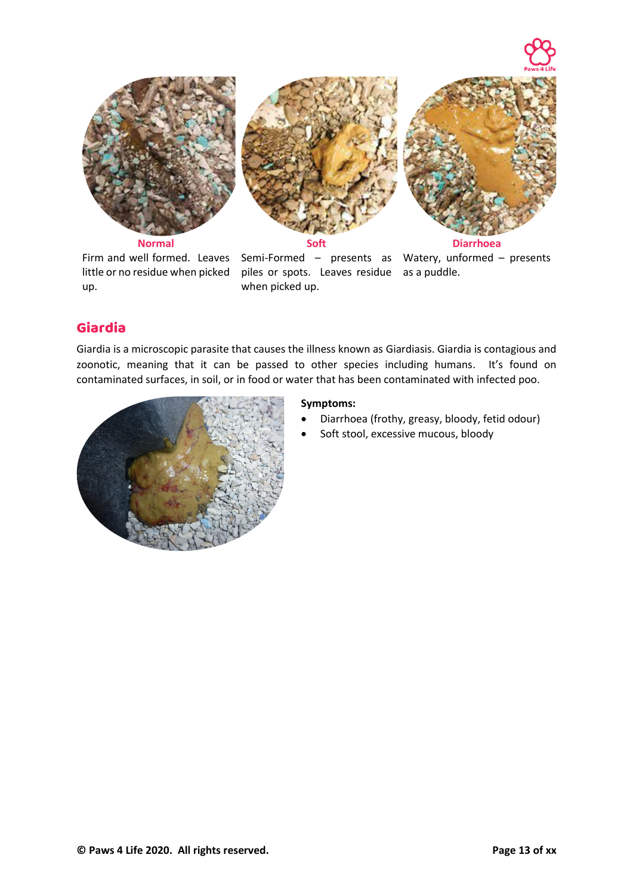**Normal**

Firm and well formed. Leaves little or no residue when picked up.

**Soft**

Semi-Formed – presents as piles or spots. Leaves residue when picked up.

**Diarrhoea**

Watery, unformed – presents as a puddle.

## Giardia

Giardia is a microscopic parasite that causes the illness known as Giardiasis. Giardia is contagious and zoonotic, meaning that it can be passed to other species including humans. It's found on contaminated surfaces, in soil, or in food or water that has been contaminated with infected poo.

**Symptoms:**

- Diarrhoea (frothy, greasy, bloody, fetid odour)
- Soft stool, excessive mucous, bloody

**© Paws 4 Life 2020. All rights reserved.**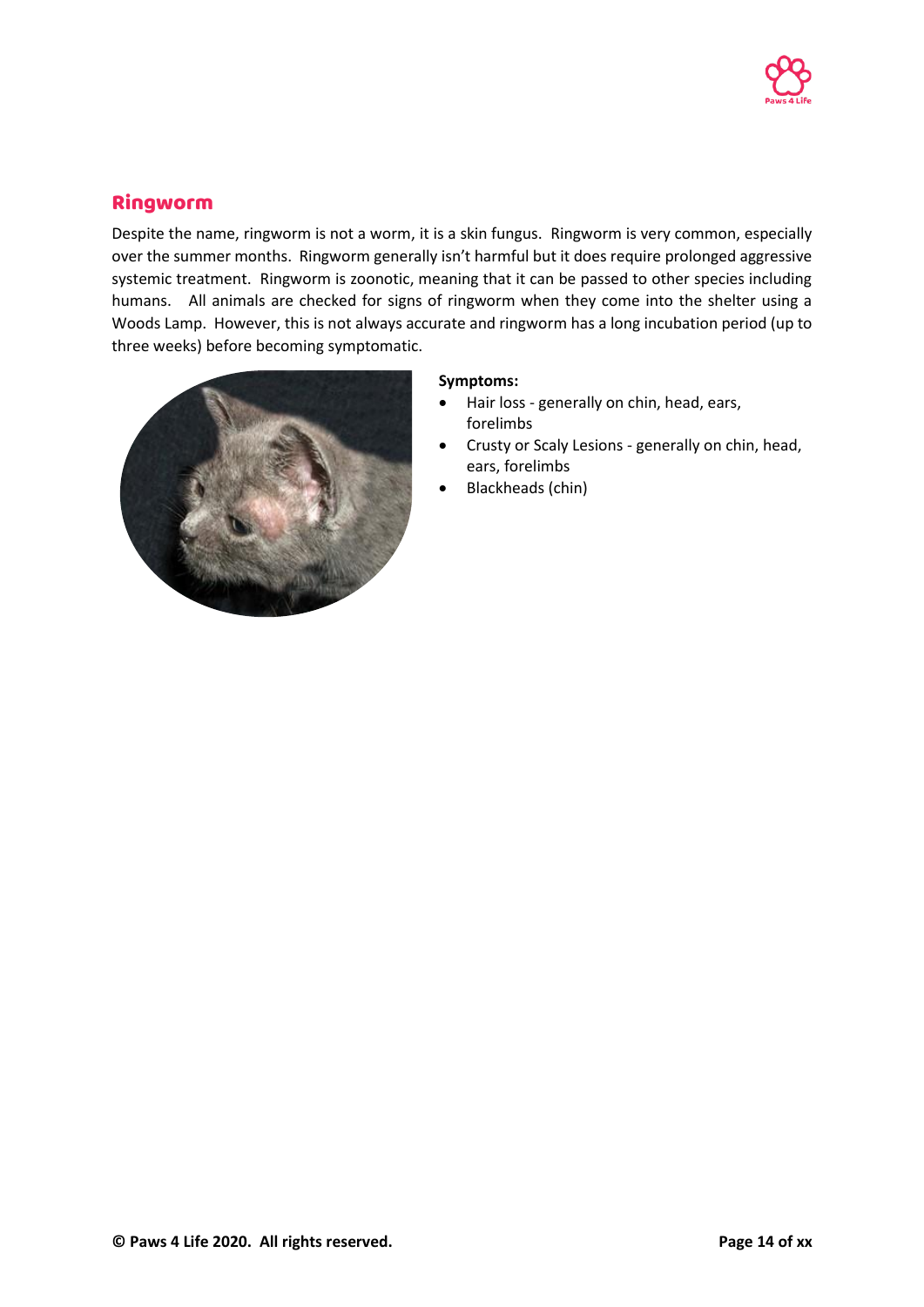## Ringworm

Despite the name, ringworm is not a worm, it is a skin fungus. Ringworm is very common, especially over the summer months. Ringworm generally isn't harmful but it does require prolonged aggressive systemic treatment. Ringworm is zoonotic, meaning that it can be passed to other species including humans. All animals are checked for signs of ringworm when they come into the shelter using a Woods Lamp. However, this is not always accurate and ringworm has a long incubation period (up to three weeks) before becoming symptomatic.

**Symptoms:**

- Hair loss - generally on chin, head, ears, forelimbs
- Crusty or Scaly Lesions - generally on chin, head, ears, forelimbs
- Blackheads (chin)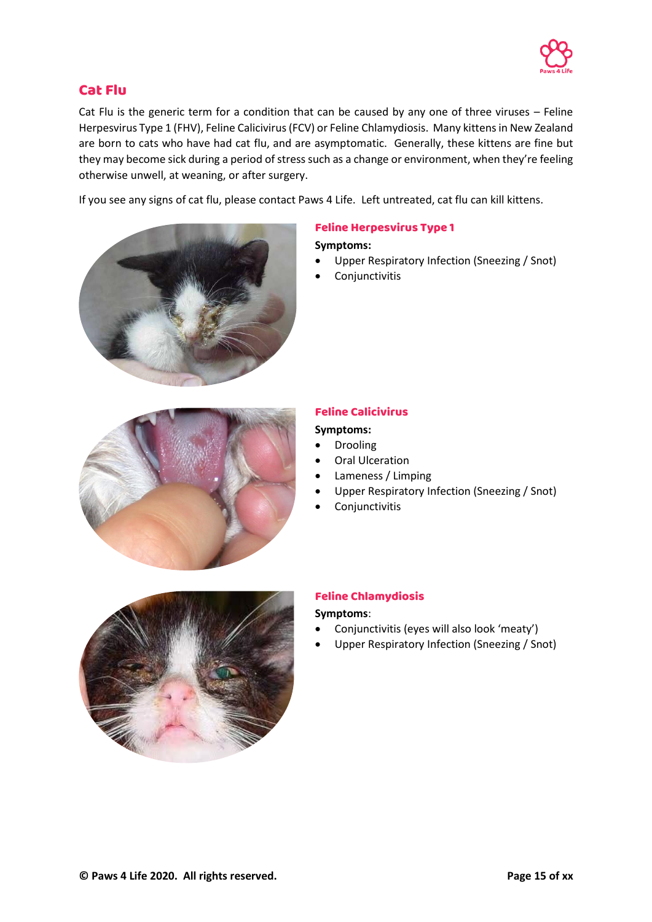## Cat Flu

Cat Flu is the generic term for a condition that can be caused by any one of three viruses – Feline Herpesvirus Type 1 (FHV), Feline Calicivirus (FCV) or Feline Chlamydiosis. Many kittens in New Zealand are born to cats who have had cat flu, and are asymptomatic. Generally, these kittens are fine but they may become sick during a period of stress such as a change or environment, when they're feeling otherwise unwell, at weaning, or after surgery.

If you see any signs of cat flu, please contact Paws 4 Life. Left untreated, cat flu can kill kittens.

### Feline Herpesvirus Type 1

**Symptoms:**

- Upper Respiratory Infection (Sneezing / Snot)
- Conjunctivitis

### Feline Calicivirus

**Symptoms:**

- Drooling
- Oral Ulceration
- Lameness / Limping
- Upper Respiratory Infection (Sneezing / Snot)
- Conjunctivitis

### Feline Chlamydiosis

**Symptoms**:

- Conjunctivitis (eyes will also look 'meaty')
- Upper Respiratory Infection (Sneezing / Snot)

**© Paws 4 Life 2020. All rights reserved.**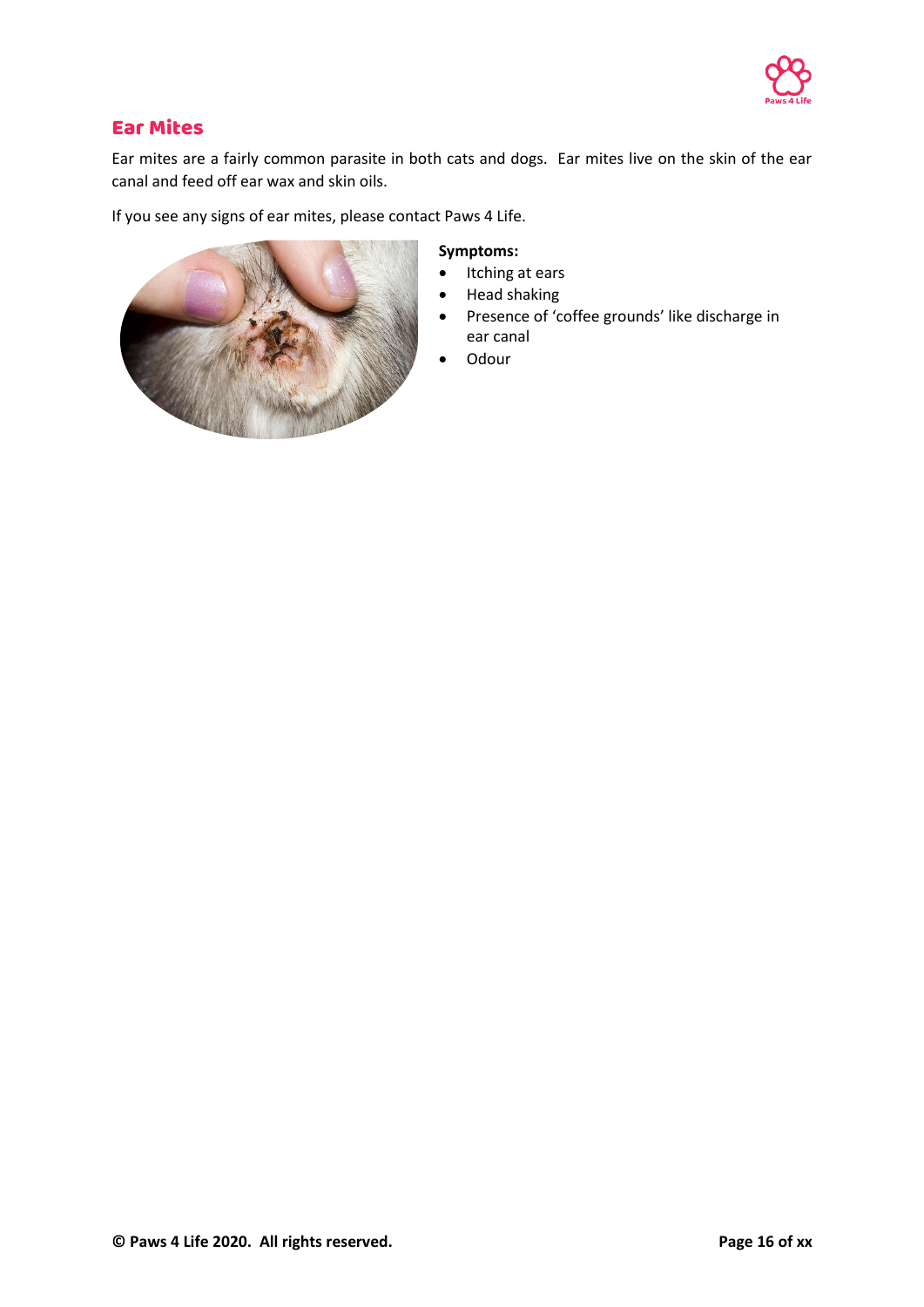## Ear Mites

Ear mites are a fairly common parasite in both cats and dogs. Ear mites live on the skin of the ear canal and feed off ear wax and skin oils.

If you see any signs of ear mites, please contact Paws 4 Life.

**Symptoms:**

- Itching at ears
- Head shaking
- Presence of 'coffee grounds' like discharge in ear canal
- Odour